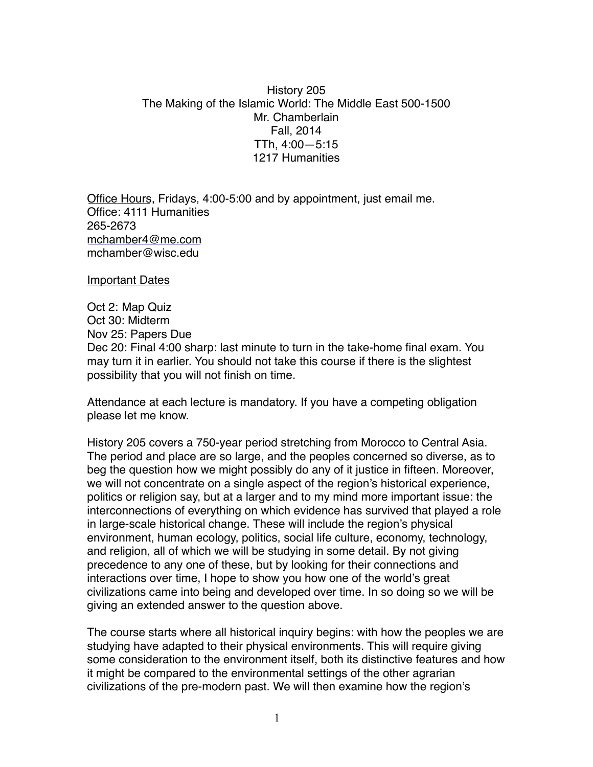# History 205
## The Making of the Islamic World: The Middle East 500-1500

Mr. Chamberlain
Fall, 2014
TTh, 4:00—5:15
1217 Humanities

Office Hours, Fridays, 4:00-5:00 and by appointment, just email me.
Office: 4111 Humanities
265-2673
mchamber4@me.com
mchamber@wisc.edu

Important Dates

Oct 2: Map Quiz
Oct 30: Midterm
Nov 25: Papers Due
Dec 20: Final 4:00 sharp: last minute to turn in the take-home final exam. You may turn it in earlier. You should not take this course if there is the slightest possibility that you will not finish on time.

Attendance at each lecture is mandatory. If you have a competing obligation please let me know.

History 205 covers a 750-year period stretching from Morocco to Central Asia. The period and place are so large, and the peoples concerned so diverse, as to beg the question how we might possibly do any of it justice in fifteen. Moreover, we will not concentrate on a single aspect of the region's historical experience, politics or religion say, but at a larger and to my mind more important issue: the interconnections of everything on which evidence has survived that played a role in large-scale historical change. These will include the region's physical environment, human ecology, politics, social life culture, economy, technology, and religion, all of which we will be studying in some detail. By not giving precedence to any one of these, but by looking for their connections and interactions over time, I hope to show you how one of the world's great civilizations came into being and developed over time. In so doing so we will be giving an extended answer to the question above.

The course starts where all historical inquiry begins: with how the peoples we are studying have adapted to their physical environments. This will require giving some consideration to the environment itself, both its distinctive features and how it might be compared to the environmental settings of the other agrarian civilizations of the pre-modern past. We will then examine how the region's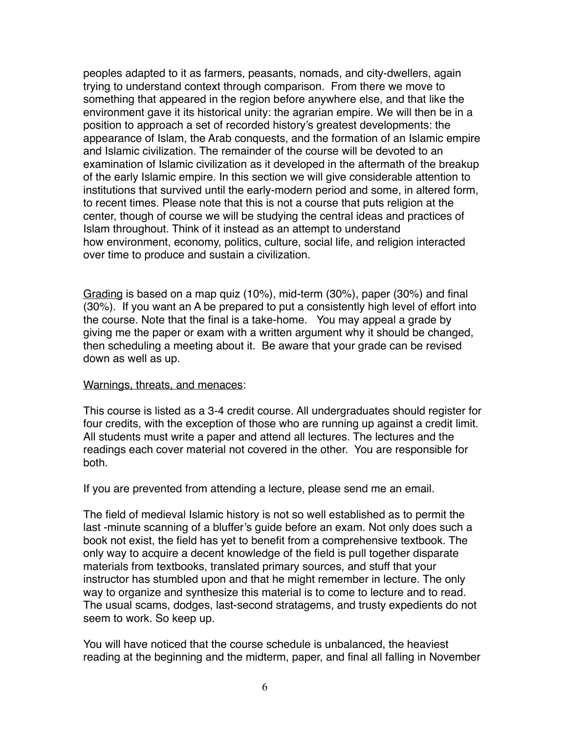peoples adapted to it as farmers, peasants, nomads, and city-dwellers, again trying to understand context through comparison. From there we move to something that appeared in the region before anywhere else, and that like the environment gave it its historical unity: the agrarian empire. We will then be in a position to approach a set of recorded history's greatest developments: the appearance of Islam, the Arab conquests, and the formation of an Islamic empire and Islamic civilization. The remainder of the course will be devoted to an examination of Islamic civilization as it developed in the aftermath of the breakup of the early Islamic empire. In this section we will give considerable attention to institutions that survived until the early-modern period and some, in altered form, to recent times. Please note that this is not a course that puts religion at the center, though of course we will be studying the central ideas and practices of Islam throughout. Think of it instead as an attempt to understand how environment, economy, politics, culture, social life, and religion interacted over time to produce and sustain a civilization.

<u>Grading</u> is based on a map quiz (10%), mid-term (30%), paper (30%) and final (30%). If you want an A be prepared to put a consistently high level of effort into the course. Note that the final is a take-home. You may appeal a grade by giving me the paper or exam with a written argument why it should be changed, then scheduling a meeting about it. Be aware that your grade can be revised down as well as up.

<u>Warnings, threats, and menaces</u>:

This course is listed as a 3-4 credit course. All undergraduates should register for four credits, with the exception of those who are running up against a credit limit. All students must write a paper and attend all lectures. The lectures and the readings each cover material not covered in the other. You are responsible for both.

If you are prevented from attending a lecture, please send me an email.

The field of medieval Islamic history is not so well established as to permit the last -minute scanning of a bluffer's guide before an exam. Not only does such a book not exist, the field has yet to benefit from a comprehensive textbook. The only way to acquire a decent knowledge of the field is pull together disparate materials from textbooks, translated primary sources, and stuff that your instructor has stumbled upon and that he might remember in lecture. The only way to organize and synthesize this material is to come to lecture and to read. The usual scams, dodges, last-second stratagems, and trusty expedients do not seem to work. So keep up.

You will have noticed that the course schedule is unbalanced, the heaviest reading at the beginning and the midterm, paper, and final all falling in November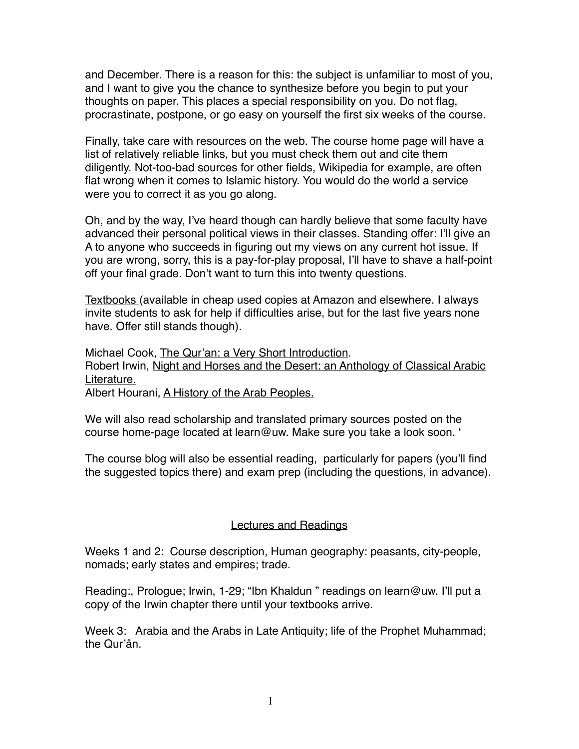and December. There is a reason for this: the subject is unfamiliar to most of you, and I want to give you the chance to synthesize before you begin to put your thoughts on paper. This places a special responsibility on you. Do not flag, procrastinate, postpone, or go easy on yourself the first six weeks of the course.

Finally, take care with resources on the web. The course home page will have a list of relatively reliable links, but you must check them out and cite them diligently. Not-too-bad sources for other fields, Wikipedia for example, are often flat wrong when it comes to Islamic history. You would do the world a service were you to correct it as you go along.

Oh, and by the way, I've heard though can hardly believe that some faculty have advanced their personal political views in their classes. Standing offer: I'll give an A to anyone who succeeds in figuring out my views on any current hot issue. If you are wrong, sorry, this is a pay-for-play proposal, I'll have to shave a half-point off your final grade. Don't want to turn this into twenty questions.

<u>Textbooks</u> (available in cheap used copies at Amazon and elsewhere. I always invite students to ask for help if difficulties arise, but for the last five years none have. Offer still stands though).

Michael Cook, <u>The Qur'an: a Very Short Introduction</u>.
Robert Irwin, <u>Night and Horses and the Desert: an Anthology of Classical Arabic Literature.</u>
Albert Hourani, <u>A History of the Arab Peoples.</u>

We will also read scholarship and translated primary sources posted on the course home-page located at learn@uw. Make sure you take a look soon. '

The course blog will also be essential reading, particularly for papers (you'll find the suggested topics there) and exam prep (including the questions, in advance).

## <u>Lectures and Readings</u>

Weeks 1 and 2: Course description, Human geography: peasants, city-people, nomads; early states and empires; trade.

<u>Reading</u>:, Prologue; Irwin, 1-29; "Ibn Khaldun " readings on learn@uw. I'll put a copy of the Irwin chapter there until your textbooks arrive.

Week 3: Arabia and the Arabs in Late Antiquity; life of the Prophet Muhammad; the Qur'ân.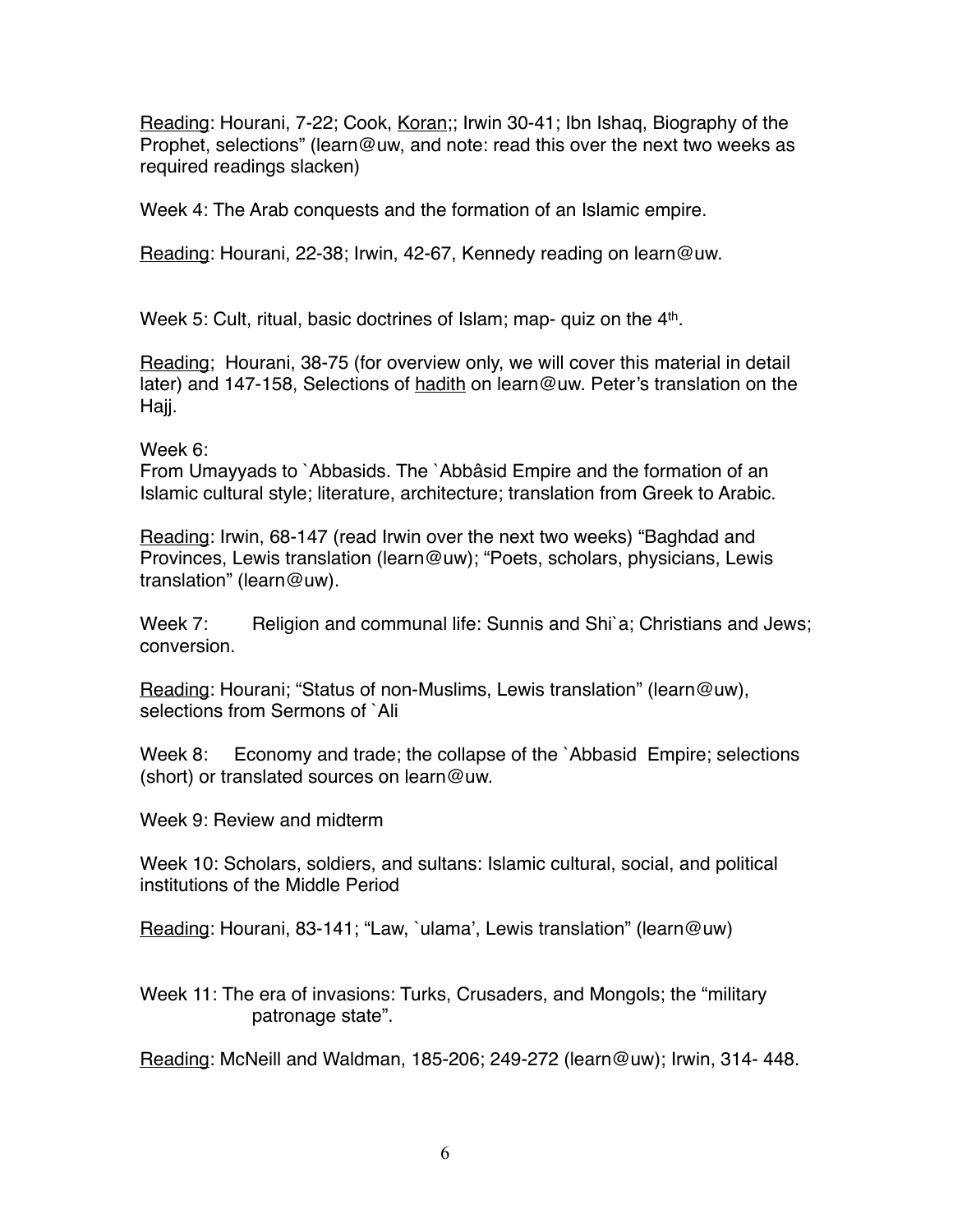<u>Reading</u>: Hourani, 7-22; Cook, <u>Koran</u>;; Irwin 30-41; Ibn Ishaq, Biography of the Prophet, selections" (learn@uw, and note: read this over the next two weeks as required readings slacken)

Week 4: The Arab conquests and the formation of an Islamic empire.

<u>Reading</u>: Hourani, 22-38; Irwin, 42-67, Kennedy reading on learn@uw.

Week 5: Cult, ritual, basic doctrines of Islam; map- quiz on the 4th.

<u>Reading</u>; Hourani, 38-75 (for overview only, we will cover this material in detail later) and 147-158, Selections of <u>hadith</u> on learn@uw. Peter's translation on the Hajj.

Week 6:
From Umayyads to `Abbasids. The `Abbâsid Empire and the formation of an Islamic cultural style; literature, architecture; translation from Greek to Arabic.

<u>Reading</u>: Irwin, 68-147 (read Irwin over the next two weeks) "Baghdad and Provinces, Lewis translation (learn@uw); "Poets, scholars, physicians, Lewis translation" (learn@uw).

Week 7: Religion and communal life: Sunnis and Shi`a; Christians and Jews; conversion.

<u>Reading</u>: Hourani; "Status of non-Muslims, Lewis translation" (learn@uw), selections from Sermons of `Ali

Week 8: Economy and trade; the collapse of the `Abbasid Empire; selections (short) or translated sources on learn@uw.

Week 9: Review and midterm

Week 10: Scholars, soldiers, and sultans: Islamic cultural, social, and political institutions of the Middle Period

<u>Reading</u>: Hourani, 83-141; "Law, `ulama', Lewis translation" (learn@uw)

Week 11: The era of invasions: Turks, Crusaders, and Mongols; the "military patronage state".

<u>Reading</u>: McNeill and Waldman, 185-206; 249-272 (learn@uw); Irwin, 314- 448.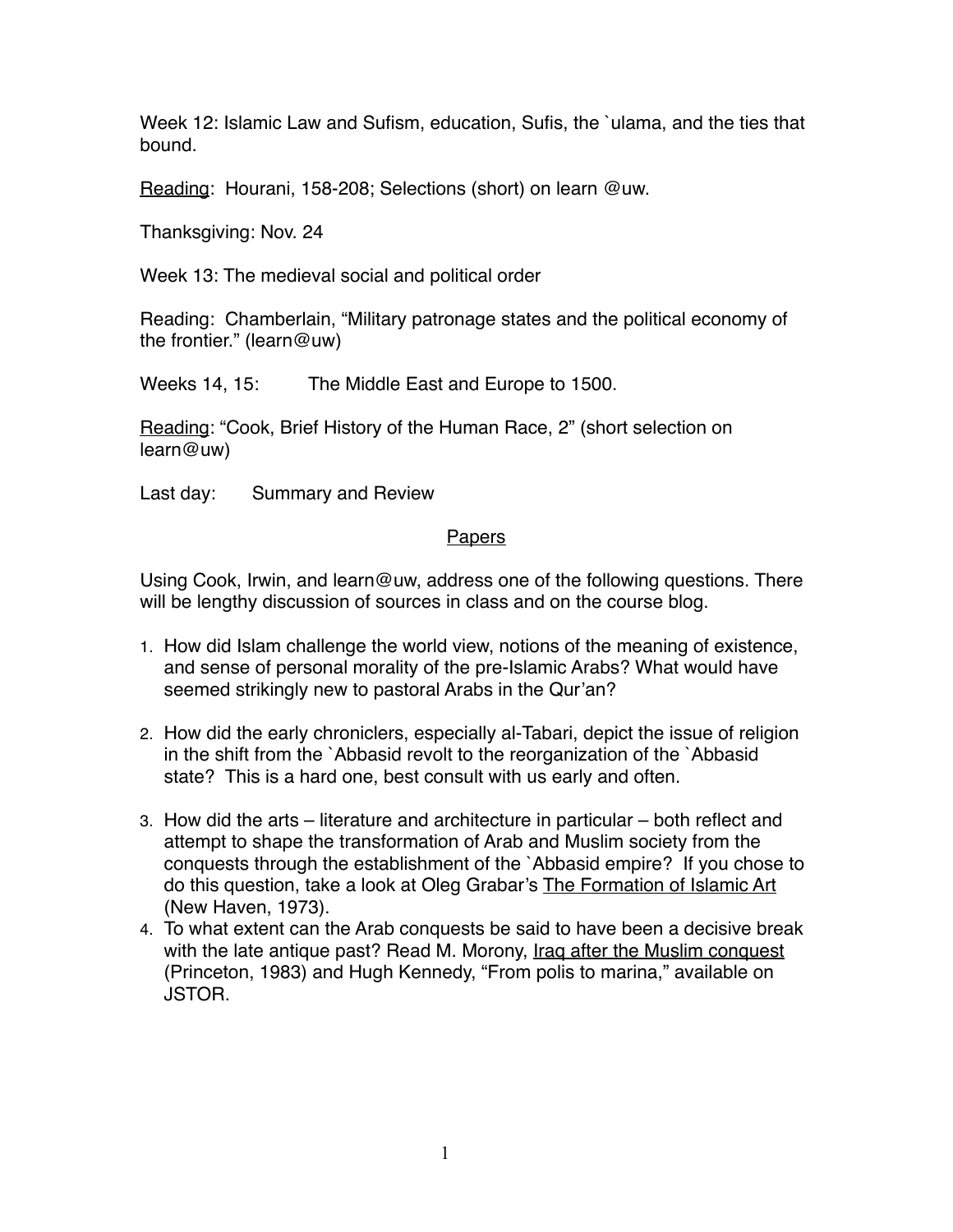Week 12: Islamic Law and Sufism, education, Sufis, the `ulama, and the ties that bound.

Reading: Hourani, 158-208; Selections (short) on learn @uw.

Thanksgiving: Nov. 24

Week 13: The medieval social and political order

Reading: Chamberlain, "Military patronage states and the political economy of the frontier." (learn@uw)

Weeks 14, 15: The Middle East and Europe to 1500.

Reading: "Cook, Brief History of the Human Race, 2" (short selection on learn@uw)

Last day: Summary and Review

## Papers

Using Cook, Irwin, and learn@uw, address one of the following questions. There will be lengthy discussion of sources in class and on the course blog.

1. How did Islam challenge the world view, notions of the meaning of existence, and sense of personal morality of the pre-Islamic Arabs? What would have seemed strikingly new to pastoral Arabs in the Qur'an?

2. How did the early chroniclers, especially al-Tabari, depict the issue of religion in the shift from the `Abbasid revolt to the reorganization of the `Abbasid state? This is a hard one, best consult with us early and often.

3. How did the arts – literature and architecture in particular – both reflect and attempt to shape the transformation of Arab and Muslim society from the conquests through the establishment of the `Abbasid empire? If you chose to do this question, take a look at Oleg Grabar's The Formation of Islamic Art (New Haven, 1973).
4. To what extent can the Arab conquests be said to have been a decisive break with the late antique past? Read M. Morony, Iraq after the Muslim conquest (Princeton, 1983) and Hugh Kennedy, "From polis to marina," available on JSTOR.